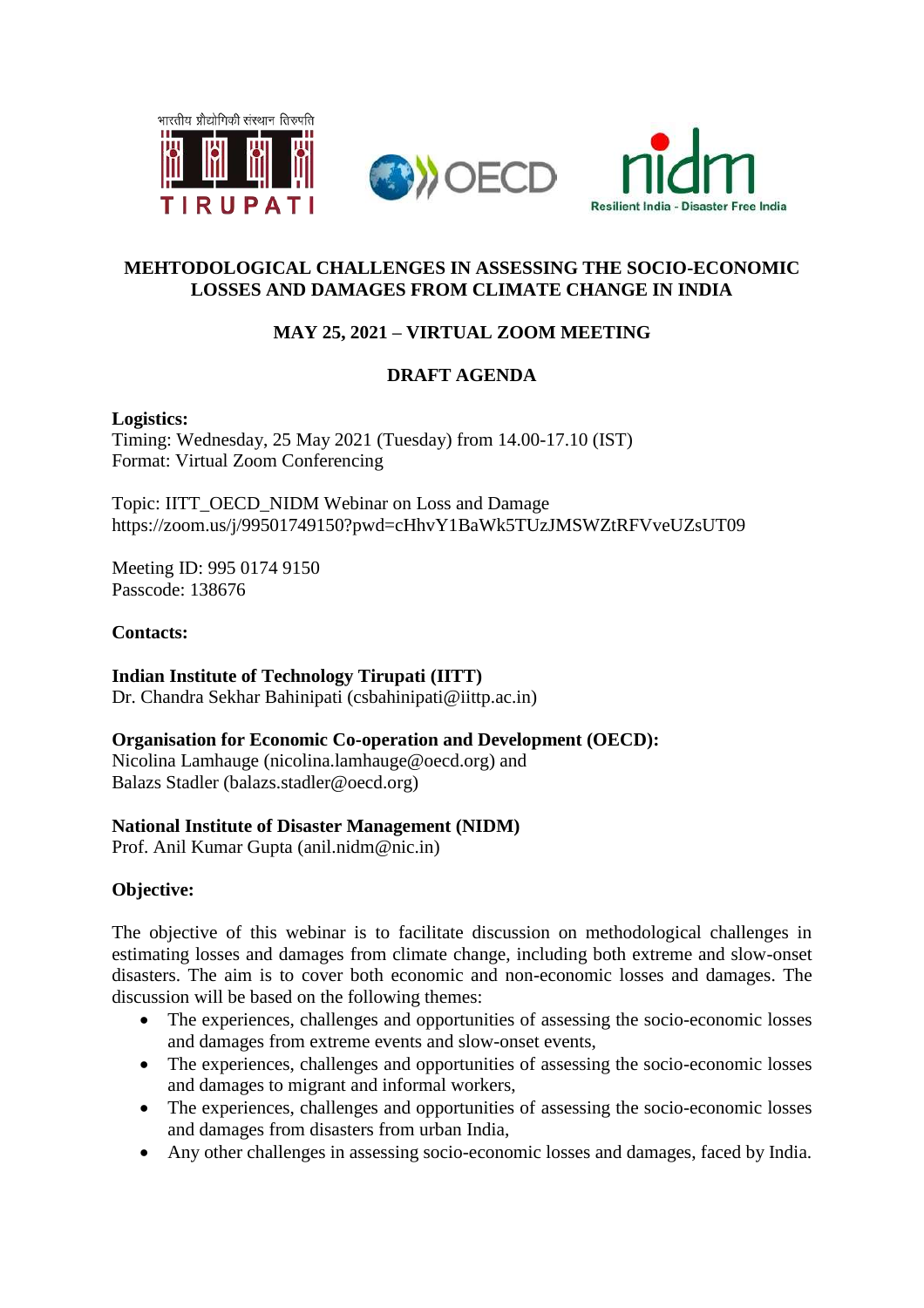भारतीय प्रौद्योगिकी संस्थान तिरुपति

IIT TIRUPATI

OECD

nidm Resilient India - Disaster Free India

**MEHTODOLOGICAL CHALLENGES IN ASSESSING THE SOCIO-ECONOMIC LOSSES AND DAMAGES FROM CLIMATE CHANGE IN INDIA**

**MAY 25, 2021 – VIRTUAL ZOOM MEETING**

**DRAFT AGENDA**

**Logistics:**
Timing: Wednesday, 25 May 2021 (Tuesday) from 14.00-17.10 (IST)
Format: Virtual Zoom Conferencing

Topic: IITT_OECD_NIDM Webinar on Loss and Damage
https://zoom.us/j/99501749150?pwd=cHhvY1BaWk5TUzJMSWZtRFVveUZsUT09

Meeting ID: 995 0174 9150
Passcode: 138676

**Contacts:**

**Indian Institute of Technology Tirupati (IITT)**
Dr. Chandra Sekhar Bahinipati (csbahinipati@iittp.ac.in)

**Organisation for Economic Co-operation and Development (OECD):**
Nicolina Lamhauge (nicolina.lamhauge@oecd.org) and
Balazs Stadler (balazs.stadler@oecd.org)

**National Institute of Disaster Management (NIDM)**
Prof. Anil Kumar Gupta (anil.nidm@nic.in)

**Objective:**

The objective of this webinar is to facilitate discussion on methodological challenges in estimating losses and damages from climate change, including both extreme and slow-onset disasters. The aim is to cover both economic and non-economic losses and damages. The discussion will be based on the following themes:

- The experiences, challenges and opportunities of assessing the socio-economic losses and damages from extreme events and slow-onset events,
- The experiences, challenges and opportunities of assessing the socio-economic losses and damages to migrant and informal workers,
- The experiences, challenges and opportunities of assessing the socio-economic losses and damages from disasters from urban India,
- Any other challenges in assessing socio-economic losses and damages, faced by India.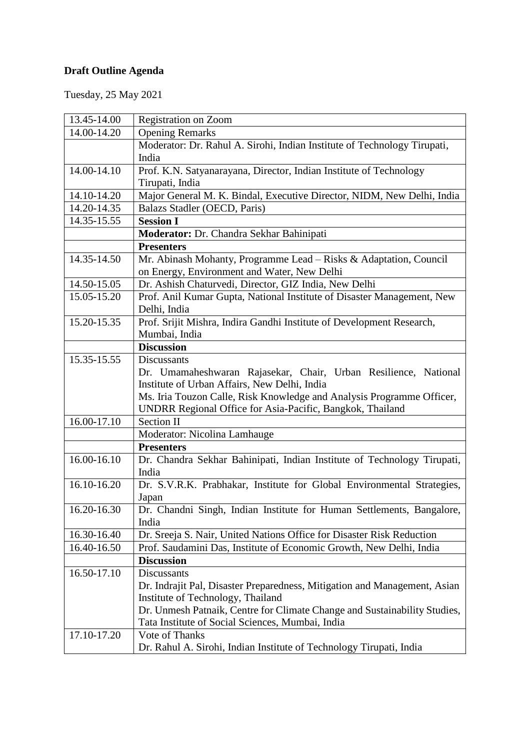**Draft Outline Agenda**

Tuesday, 25 May 2021

| | |
|---|---|
| 13.45-14.00 | Registration on Zoom |
| 14.00-14.20 | Opening Remarks |
| | Moderator: Dr. Rahul A. Sirohi, Indian Institute of Technology Tirupati, India |
| 14.00-14.10 | Prof. K.N. Satyanarayana, Director, Indian Institute of Technology Tirupati, India |
| 14.10-14.20 | Major General M. K. Bindal, Executive Director, NIDM, New Delhi, India |
| 14.20-14.35 | Balazs Stadler (OECD, Paris) |
| 14.35-15.55 | **Session I** |
| | **Moderator:** Dr. Chandra Sekhar Bahinipati |
| | **Presenters** |
| 14.35-14.50 | Mr. Abinash Mohanty, Programme Lead – Risks & Adaptation, Council on Energy, Environment and Water, New Delhi |
| 14.50-15.05 | Dr. Ashish Chaturvedi, Director, GIZ India, New Delhi |
| 15.05-15.20 | Prof. Anil Kumar Gupta, National Institute of Disaster Management, New Delhi, India |
| 15.20-15.35 | Prof. Srijit Mishra, Indira Gandhi Institute of Development Research, Mumbai, India |
| | **Discussion** |
| 15.35-15.55 | Discussants<br>Dr. Umamaheshwaran Rajasekar, Chair, Urban Resilience, National Institute of Urban Affairs, New Delhi, India<br>Ms. Iria Touzon Calle, Risk Knowledge and Analysis Programme Officer, UNDRR Regional Office for Asia-Pacific, Bangkok, Thailand |
| 16.00-17.10 | Section II |
| | Moderator: Nicolina Lamhauge |
| | **Presenters** |
| 16.00-16.10 | Dr. Chandra Sekhar Bahinipati, Indian Institute of Technology Tirupati, India |
| 16.10-16.20 | Dr. S.V.R.K. Prabhakar, Institute for Global Environmental Strategies, Japan |
| 16.20-16.30 | Dr. Chandni Singh, Indian Institute for Human Settlements, Bangalore, India |
| 16.30-16.40 | Dr. Sreeja S. Nair, United Nations Office for Disaster Risk Reduction |
| 16.40-16.50 | Prof. Saudamini Das, Institute of Economic Growth, New Delhi, India |
| | **Discussion** |
| 16.50-17.10 | Discussants<br>Dr. Indrajit Pal, Disaster Preparedness, Mitigation and Management, Asian Institute of Technology, Thailand<br>Dr. Unmesh Patnaik, Centre for Climate Change and Sustainability Studies, Tata Institute of Social Sciences, Mumbai, India |
| 17.10-17.20 | Vote of Thanks<br>Dr. Rahul A. Sirohi, Indian Institute of Technology Tirupati, India |